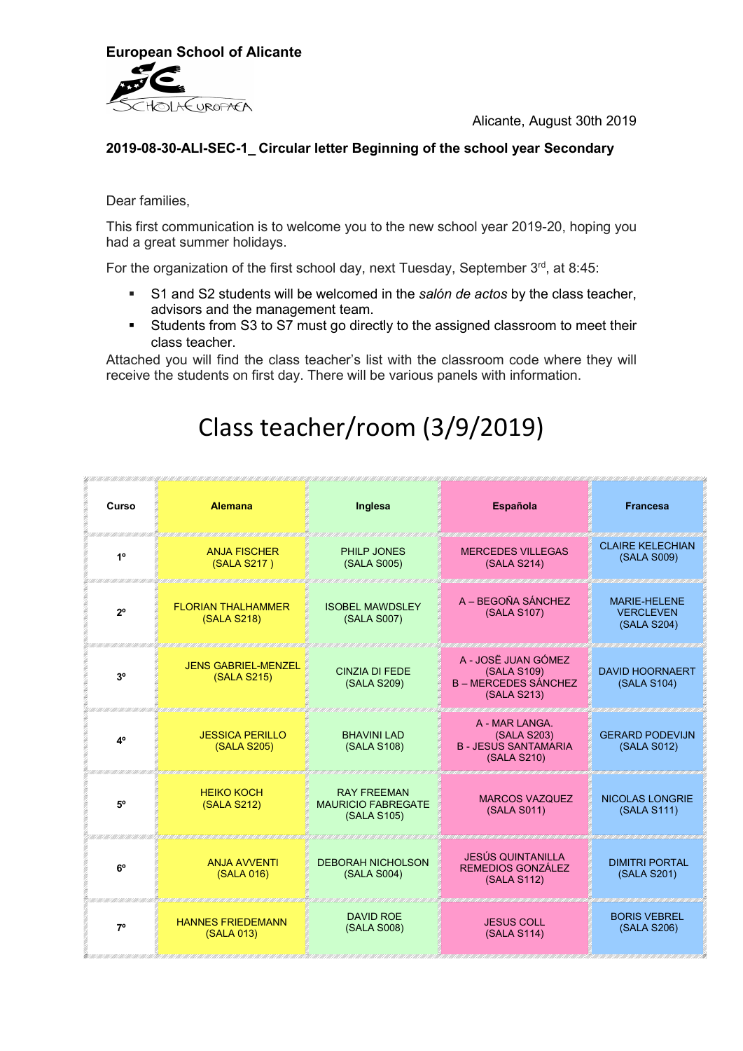**European School of Alicante**

Alicante, August 30th 2019

**2019-08-30-ALI-SEC-1_ Circular letter Beginning of the school year Secondary**

Dear families,

This first communication is to welcome you to the new school year 2019-20, hoping you had a great summer holidays.

For the organization of the first school day, next Tuesday, September 3rd, at 8:45:

- S1 and S2 students will be welcomed in the *salón de actos* by the class teacher, advisors and the management team.
- Students from S3 to S7 must go directly to the assigned classroom to meet their class teacher.

Attached you will find the class teacher's list with the classroom code where they will receive the students on first day. There will be various panels with information.

# Class teacher/room (3/9/2019)

| Curso | Alemana | Inglesa | Española | Francesa |
|---|---|---|---|---|
| 1º | ANJA FISCHER (SALA S217 ) | PHILP JONES (SALA S005) | MERCEDES VILLEGAS (SALA S214) | CLAIRE KELECHIAN (SALA S009) |
| 2º | FLORIAN THALHAMMER (SALA S218) | ISOBEL MAWDSLEY (SALA S007) | A – BEGOÑA SÁNCHEZ (SALA S107) | MARIE-HELENE VERCLEVEN (SALA S204) |
| 3º | JENS GABRIEL-MENZEL (SALA S215) | CINZIA DI FEDE (SALA S209) | A - JOSÉ JUAN GÓMEZ (SALA S109) B – MERCEDES SÁNCHEZ (SALA S213) | DAVID HOORNAERT (SALA S104) |
| 4º | JESSICA PERILLO (SALA S205) | BHAVINI LAD (SALA S108) | A - MAR LANGA. (SALA S203) B - JESUS SANTAMARIA (SALA S210) | GERARD PODEVIJN (SALA S012) |
| 5º | HEIKO KOCH (SALA S212) | RAY FREEMAN MAURICIO FABREGATE (SALA S105) | MARCOS VAZQUEZ (SALA S011) | NICOLAS LONGRIE (SALA S111) |
| 6º | ANJA AVVENTI (SALA 016) | DEBORAH NICHOLSON (SALA S004) | JESÚS QUINTANILLA REMEDIOS GONZÁLEZ (SALA S112) | DIMITRI PORTAL (SALA S201) |
| 7º | HANNES FRIEDEMANN (SALA 013) | DAVID ROE (SALA S008) | JESUS COLL (SALA S114) | BORIS VEBREL (SALA S206) |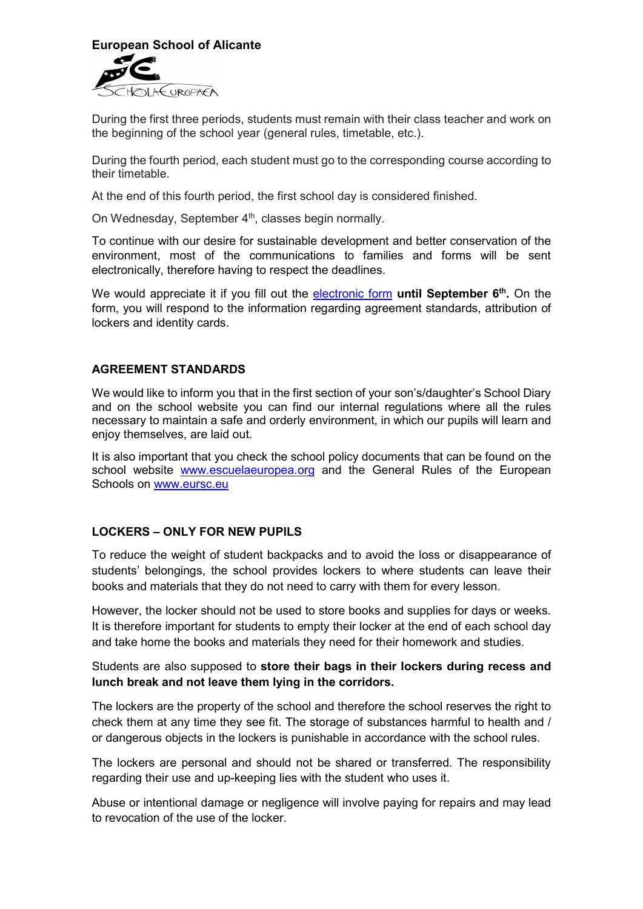**European School of Alicante**

During the first three periods, students must remain with their class teacher and work on the beginning of the school year (general rules, timetable, etc.).

During the fourth period, each student must go to the corresponding course according to their timetable.

At the end of this fourth period, the first school day is considered finished.

On Wednesday, September 4th, classes begin normally.

To continue with our desire for sustainable development and better conservation of the environment, most of the communications to families and forms will be sent electronically, therefore having to respect the deadlines.

We would appreciate it if you fill out the electronic form **until September 6th.** On the form, you will respond to the information regarding agreement standards, attribution of lockers and identity cards.

## AGREEMENT STANDARDS

We would like to inform you that in the first section of your son's/daughter's School Diary and on the school website you can find our internal regulations where all the rules necessary to maintain a safe and orderly environment, in which our pupils will learn and enjoy themselves, are laid out.

It is also important that you check the school policy documents that can be found on the school website www.escuelaeuropea.org and the General Rules of the European Schools on www.eursc.eu

## LOCKERS – ONLY FOR NEW PUPILS

To reduce the weight of student backpacks and to avoid the loss or disappearance of students' belongings, the school provides lockers to where students can leave their books and materials that they do not need to carry with them for every lesson.

However, the locker should not be used to store books and supplies for days or weeks. It is therefore important for students to empty their locker at the end of each school day and take home the books and materials they need for their homework and studies.

Students are also supposed to **store their bags in their lockers during recess and lunch break and not leave them lying in the corridors.**

The lockers are the property of the school and therefore the school reserves the right to check them at any time they see fit. The storage of substances harmful to health and / or dangerous objects in the lockers is punishable in accordance with the school rules.

The lockers are personal and should not be shared or transferred. The responsibility regarding their use and up-keeping lies with the student who uses it.

Abuse or intentional damage or negligence will involve paying for repairs and may lead to revocation of the use of the locker.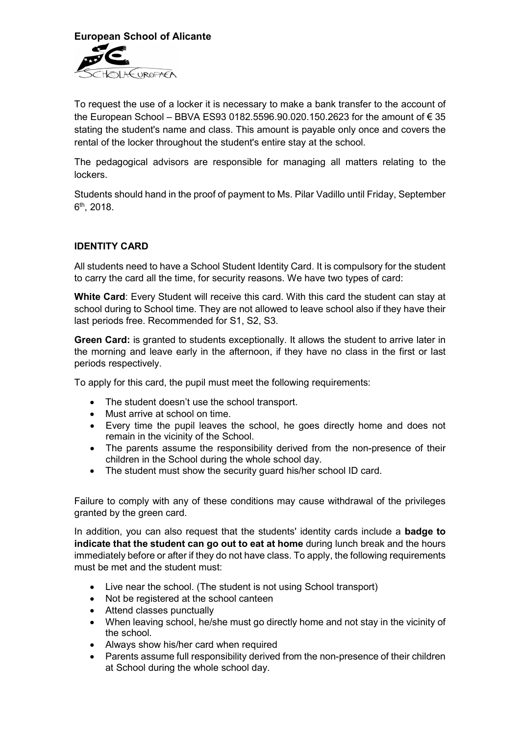To request the use of a locker it is necessary to make a bank transfer to the account of the European School – BBVA ES93 0182.5596.90.020.150.2623 for the amount of € 35 stating the student's name and class. This amount is payable only once and covers the rental of the locker throughout the student's entire stay at the school.

The pedagogical advisors are responsible for managing all matters relating to the lockers.

Students should hand in the proof of payment to Ms. Pilar Vadillo until Friday, September 6th, 2018.

## IDENTITY CARD

All students need to have a School Student Identity Card. It is compulsory for the student to carry the card all the time, for security reasons. We have two types of card:

**White Card**: Every Student will receive this card. With this card the student can stay at school during to School time. They are not allowed to leave school also if they have their last periods free. Recommended for S1, S2, S3.

**Green Card:** is granted to students exceptionally. It allows the student to arrive later in the morning and leave early in the afternoon, if they have no class in the first or last periods respectively.

To apply for this card, the pupil must meet the following requirements:

- The student doesn't use the school transport.
- Must arrive at school on time.
- Every time the pupil leaves the school, he goes directly home and does not remain in the vicinity of the School.
- The parents assume the responsibility derived from the non-presence of their children in the School during the whole school day.
- The student must show the security guard his/her school ID card.

Failure to comply with any of these conditions may cause withdrawal of the privileges granted by the green card.

In addition, you can also request that the students' identity cards include a **badge to indicate that the student can go out to eat at home** during lunch break and the hours immediately before or after if they do not have class. To apply, the following requirements must be met and the student must:

- Live near the school. (The student is not using School transport)
- Not be registered at the school canteen
- Attend classes punctually
- When leaving school, he/she must go directly home and not stay in the vicinity of the school.
- Always show his/her card when required
- Parents assume full responsibility derived from the non-presence of their children at School during the whole school day.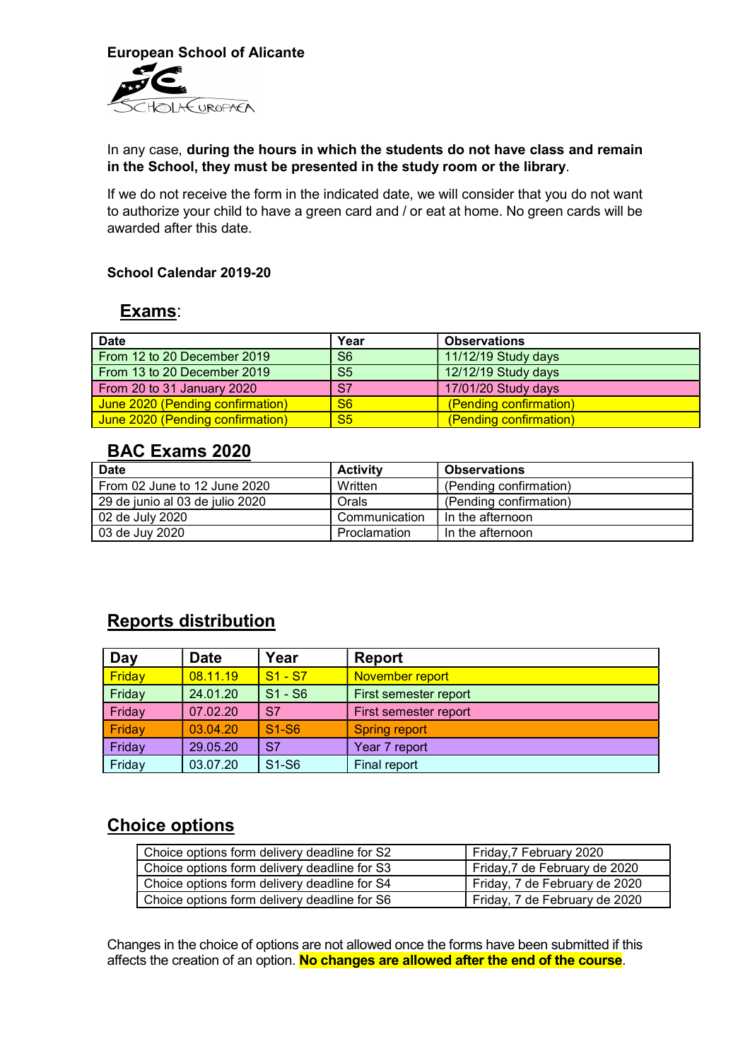**European School of Alicante**

In any case, **during the hours in which the students do not have class and remain in the School, they must be presented in the study room or the library**.

If we do not receive the form in the indicated date, we will consider that you do not want to authorize your child to have a green card and / or eat at home. No green cards will be awarded after this date.

**School Calendar 2019-20**

## Exams:

| Date | Year | Observations |
|---|---|---|
| From 12 to 20 December 2019 | S6 | 11/12/19 Study days |
| From 13 to 20 December 2019 | S5 | 12/12/19 Study days |
| From 20 to 31 January 2020 | S7 | 17/01/20 Study days |
| June 2020 (Pending confirmation) | S6 | (Pending confirmation) |
| June 2020 (Pending confirmation) | S5 | (Pending confirmation) |

## BAC Exams 2020

| Date | Activity | Observations |
|---|---|---|
| From 02 June to 12 June 2020 | Written | (Pending confirmation) |
| 29 de junio al 03 de julio 2020 | Orals | (Pending confirmation) |
| 02 de July 2020 | Communication | In the afternoon |
| 03 de Juy 2020 | Proclamation | In the afternoon |

## Reports distribution

| Day | Date | Year | Report |
|---|---|---|---|
| Friday | 08.11.19 | S1 - S7 | November report |
| Friday | 24.01.20 | S1 - S6 | First semester report |
| Friday | 07.02.20 | S7 | First semester report |
| Friday | 03.04.20 | S1-S6 | Spring report |
| Friday | 29.05.20 | S7 | Year 7 report |
| Friday | 03.07.20 | S1-S6 | Final report |

## Choice options

| | |
|---|---|
| Choice options form delivery deadline for S2 | Friday,7 February 2020 |
| Choice options form delivery deadline for S3 | Friday,7 de February de 2020 |
| Choice options form delivery deadline for S4 | Friday, 7 de February de 2020 |
| Choice options form delivery deadline for S6 | Friday, 7 de February de 2020 |

Changes in the choice of options are not allowed once the forms have been submitted if this affects the creation of an option. **No changes are allowed after the end of the course**.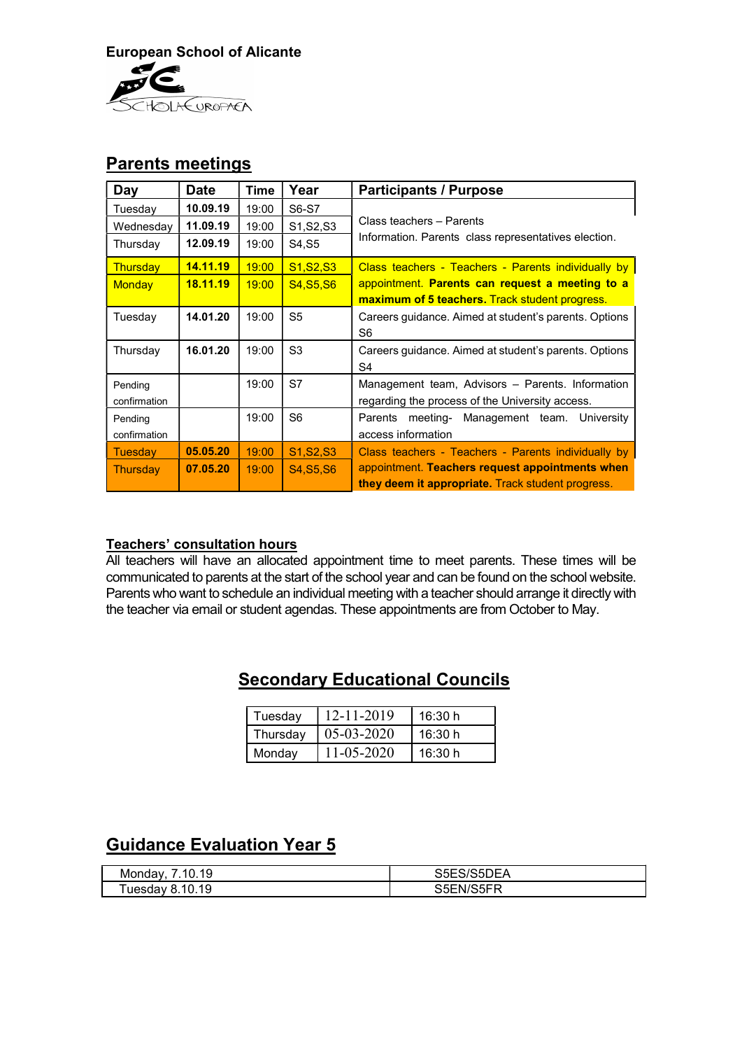**European School of Alicante**

## Parents meetings

| Day | Date | Time | Year | Participants / Purpose |
|---|---|---|---|---|
| Tuesday | **10.09.19** | 19:00 | S6-S7 | Class teachers – Parents Information. Parents class representatives election. |
| Wednesday | **11.09.19** | 19:00 | S1,S2,S3 | |
| Thursday | **12.09.19** | 19:00 | S4,S5 | |
| Thursday | **14.11.19** | 19:00 | S1,S2,S3 | Class teachers - Teachers - Parents individually by appointment. **Parents can request a meeting to a maximum of 5 teachers.** Track student progress. |
| Monday | **18.11.19** | 19:00 | S4,S5,S6 | |
| Tuesday | **14.01.20** | 19:00 | S5 | Careers guidance. Aimed at student's parents. Options S6 |
| Thursday | **16.01.20** | 19:00 | S3 | Careers guidance. Aimed at student's parents. Options S4 |
| Pending confirmation | | 19:00 | S7 | Management team, Advisors – Parents. Information regarding the process of the University access. |
| Pending confirmation | | 19:00 | S6 | Parents meeting- Management team. University access information |
| Tuesday | **05.05.20** | 19:00 | S1,S2,S3 | Class teachers - Teachers - Parents individually by appointment. **Teachers request appointments when they deem it appropriate.** Track student progress. |
| Thursday | **07.05.20** | 19:00 | S4,S5,S6 | |

### Teachers' consultation hours

All teachers will have an allocated appointment time to meet parents. These times will be communicated to parents at the start of the school year and can be found on the school website. Parents who want to schedule an individual meeting with a teacher should arrange it directly with the teacher via email or student agendas. These appointments are from October to May.

## Secondary Educational Councils

| | | |
|---|---|---|
| Tuesday | 12-11-2019 | 16:30 h |
| Thursday | 05-03-2020 | 16:30 h |
| Monday | 11-05-2020 | 16:30 h |

## Guidance Evaluation Year 5

| | |
|---|---|
| Monday, 7.10.19 | S5ES/S5DEA |
| Tuesday 8.10.19 | S5EN/S5FR |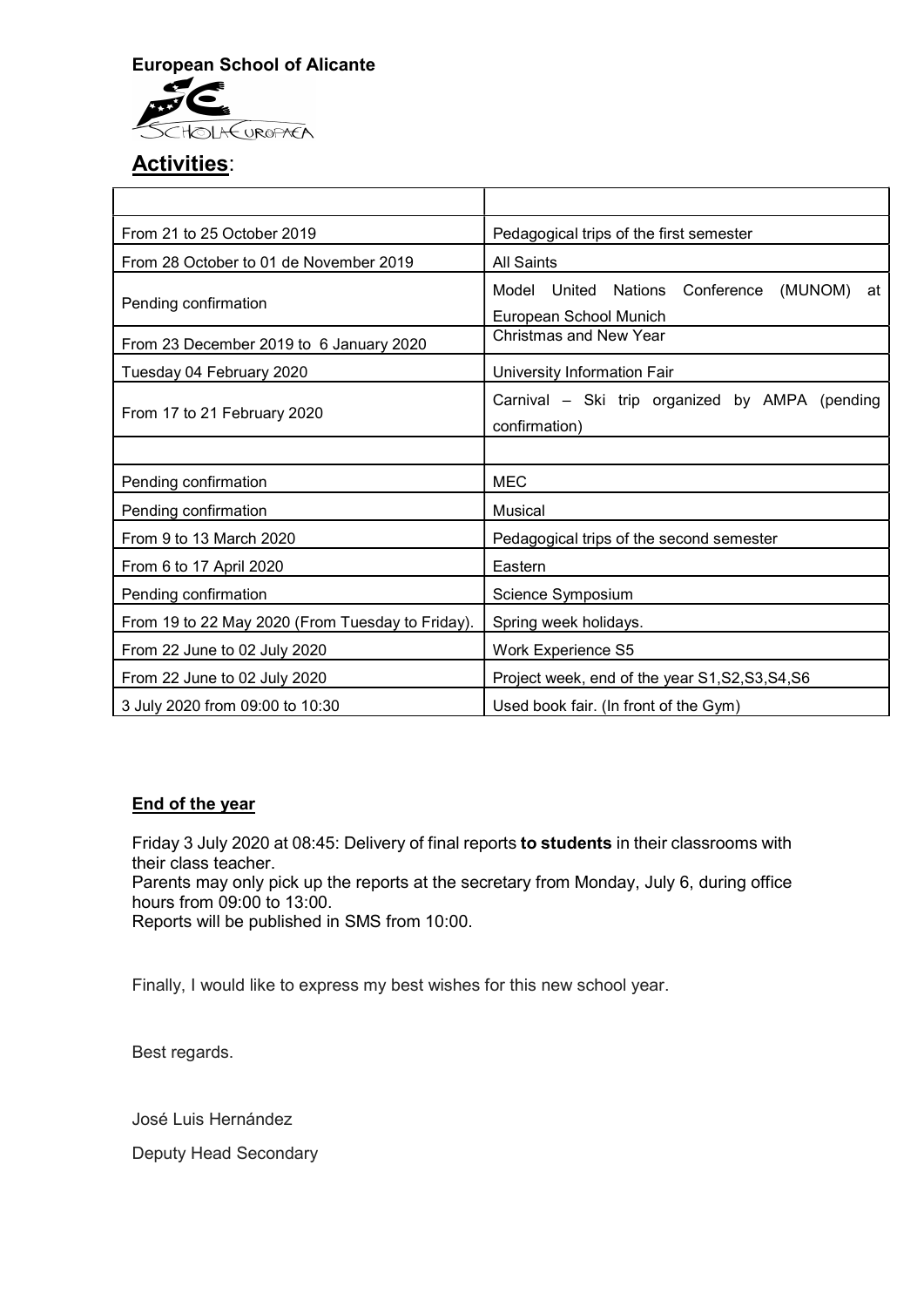**European School of Alicante**

## Activities:

| | |
|---|---|
| | |
| From 21 to 25 October 2019 | Pedagogical trips of the first semester |
| From 28 October to 01 de November 2019 | All Saints |
| Pending confirmation | Model United Nations Conference (MUNOM) at European School Munich |
| From 23 December 2019 to 6 January 2020 | Christmas and New Year |
| Tuesday 04 February 2020 | University Information Fair |
| From 17 to 21 February 2020 | Carnival – Ski trip organized by AMPA (pending confirmation) |
| | |
| Pending confirmation | MEC |
| Pending confirmation | Musical |
| From 9 to 13 March 2020 | Pedagogical trips of the second semester |
| From 6 to 17 April 2020 | Eastern |
| Pending confirmation | Science Symposium |
| From 19 to 22 May 2020 (From Tuesday to Friday). | Spring week holidays. |
| From 22 June to 02 July 2020 | Work Experience S5 |
| From 22 June to 02 July 2020 | Project week, end of the year S1,S2,S3,S4,S6 |
| 3 July 2020 from 09:00 to 10:30 | Used book fair. (In front of the Gym) |

### End of the year

Friday 3 July 2020 at 08:45: Delivery of final reports **to students** in their classrooms with their class teacher.
Parents may only pick up the reports at the secretary from Monday, July 6, during office hours from 09:00 to 13:00.
Reports will be published in SMS from 10:00.

Finally, I would like to express my best wishes for this new school year.

Best regards.

José Luis Hernández

Deputy Head Secondary